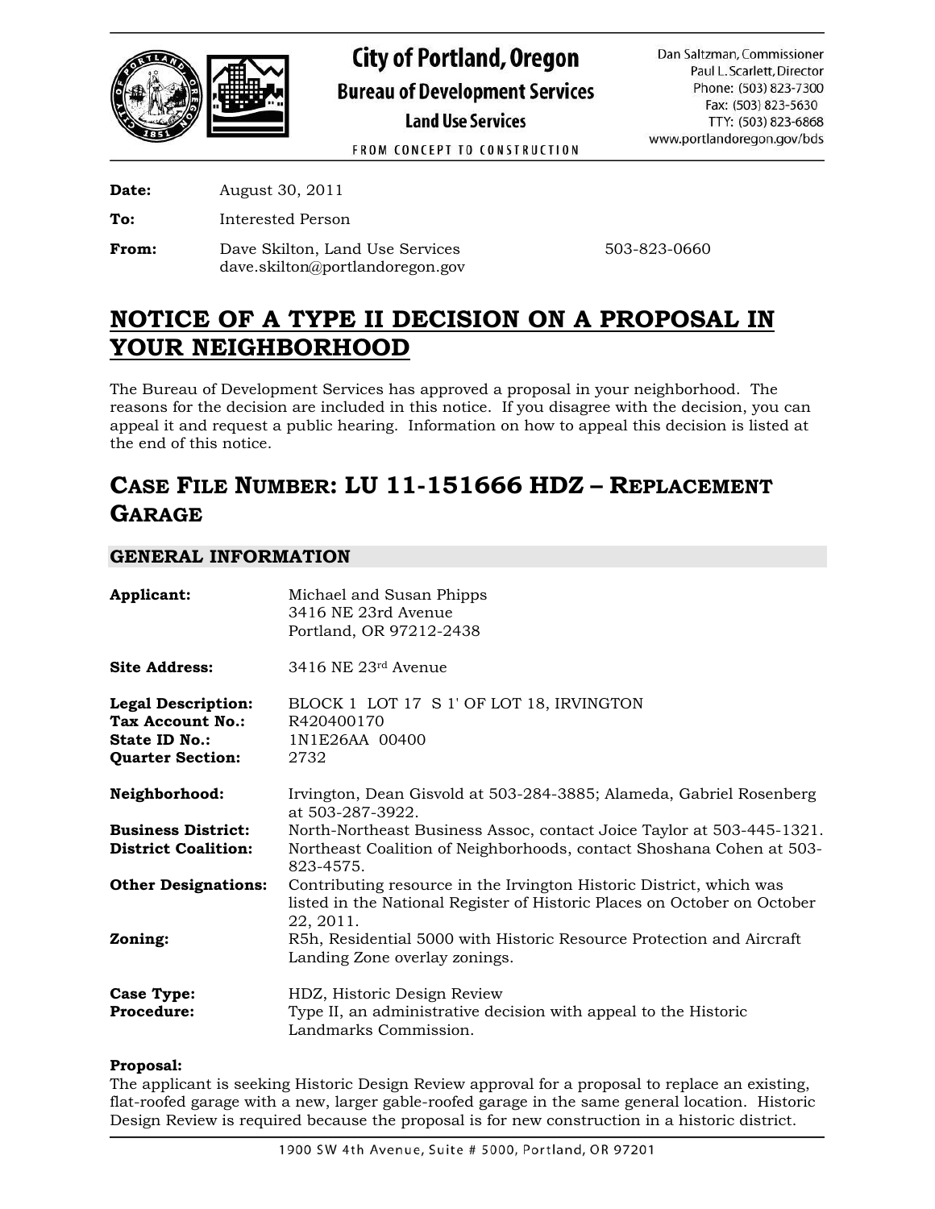# City of Portland, Oregon
## Bureau of Development Services
### Land Use Services

FROM CONCEPT TO CONSTRUCTION

Dan Saltzman, Commissioner
Paul L. Scarlett, Director
Phone: (503) 823-7300
Fax: (503) 823-5630
TTY: (503) 823-6868
www.portlandoregon.gov/bds

**Date:** August 30, 2011

**To:** Interested Person

**From:** Dave Skilton, Land Use Services 503-823-0660
dave.skilton@portlandoregon.gov

# NOTICE OF A TYPE II DECISION ON A PROPOSAL IN YOUR NEIGHBORHOOD

The Bureau of Development Services has approved a proposal in your neighborhood. The reasons for the decision are included in this notice. If you disagree with the decision, you can appeal it and request a public hearing. Information on how to appeal this decision is listed at the end of this notice.

## CASE FILE NUMBER: LU 11-151666 HDZ – REPLACEMENT GARAGE

### GENERAL INFORMATION

**Applicant:** Michael and Susan Phipps
3416 NE 23rd Avenue
Portland, OR 97212-2438

**Site Address:** 3416 NE 23rd Avenue

**Legal Description:** BLOCK 1 LOT 17 S 1' OF LOT 18, IRVINGTON
**Tax Account No.:** R420400170
**State ID No.:** 1N1E26AA 00400
**Quarter Section:** 2732

**Neighborhood:** Irvington, Dean Gisvold at 503-284-3885; Alameda, Gabriel Rosenberg at 503-287-3922.
**Business District:** North-Northeast Business Assoc, contact Joice Taylor at 503-445-1321.
**District Coalition:** Northeast Coalition of Neighborhoods, contact Shoshana Cohen at 503-823-4575.
**Other Designations:** Contributing resource in the Irvington Historic District, which was listed in the National Register of Historic Places on October on October 22, 2011.
**Zoning:** R5h, Residential 5000 with Historic Resource Protection and Aircraft Landing Zone overlay zonings.

**Case Type:** HDZ, Historic Design Review
**Procedure:** Type II, an administrative decision with appeal to the Historic Landmarks Commission.

**Proposal:**
The applicant is seeking Historic Design Review approval for a proposal to replace an existing, flat-roofed garage with a new, larger gable-roofed garage in the same general location. Historic Design Review is required because the proposal is for new construction in a historic district.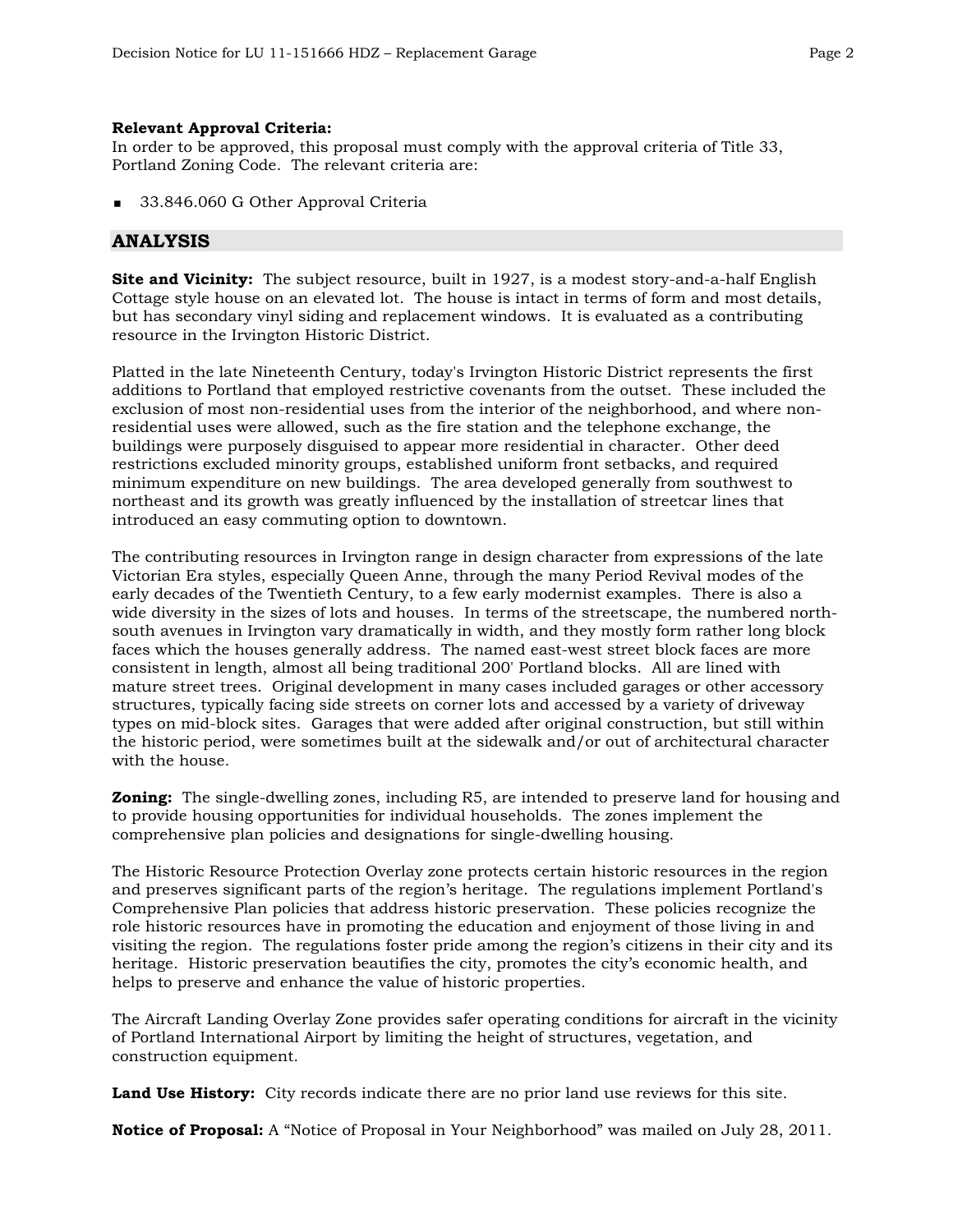**Relevant Approval Criteria:**
In order to be approved, this proposal must comply with the approval criteria of Title 33, Portland Zoning Code. The relevant criteria are:

- 33.846.060 G Other Approval Criteria

## ANALYSIS

**Site and Vicinity:** The subject resource, built in 1927, is a modest story-and-a-half English Cottage style house on an elevated lot. The house is intact in terms of form and most details, but has secondary vinyl siding and replacement windows. It is evaluated as a contributing resource in the Irvington Historic District.

Platted in the late Nineteenth Century, today's Irvington Historic District represents the first additions to Portland that employed restrictive covenants from the outset. These included the exclusion of most non-residential uses from the interior of the neighborhood, and where non-residential uses were allowed, such as the fire station and the telephone exchange, the buildings were purposely disguised to appear more residential in character. Other deed restrictions excluded minority groups, established uniform front setbacks, and required minimum expenditure on new buildings. The area developed generally from southwest to northeast and its growth was greatly influenced by the installation of streetcar lines that introduced an easy commuting option to downtown.

The contributing resources in Irvington range in design character from expressions of the late Victorian Era styles, especially Queen Anne, through the many Period Revival modes of the early decades of the Twentieth Century, to a few early modernist examples. There is also a wide diversity in the sizes of lots and houses. In terms of the streetscape, the numbered north-south avenues in Irvington vary dramatically in width, and they mostly form rather long block faces which the houses generally address. The named east-west street block faces are more consistent in length, almost all being traditional 200' Portland blocks. All are lined with mature street trees. Original development in many cases included garages or other accessory structures, typically facing side streets on corner lots and accessed by a variety of driveway types on mid-block sites. Garages that were added after original construction, but still within the historic period, were sometimes built at the sidewalk and/or out of architectural character with the house.

**Zoning:** The single-dwelling zones, including R5, are intended to preserve land for housing and to provide housing opportunities for individual households. The zones implement the comprehensive plan policies and designations for single-dwelling housing.

The Historic Resource Protection Overlay zone protects certain historic resources in the region and preserves significant parts of the region's heritage. The regulations implement Portland's Comprehensive Plan policies that address historic preservation. These policies recognize the role historic resources have in promoting the education and enjoyment of those living in and visiting the region. The regulations foster pride among the region's citizens in their city and its heritage. Historic preservation beautifies the city, promotes the city's economic health, and helps to preserve and enhance the value of historic properties.

The Aircraft Landing Overlay Zone provides safer operating conditions for aircraft in the vicinity of Portland International Airport by limiting the height of structures, vegetation, and construction equipment.

**Land Use History:** City records indicate there are no prior land use reviews for this site.

**Notice of Proposal:** A "Notice of Proposal in Your Neighborhood" was mailed on July 28, 2011.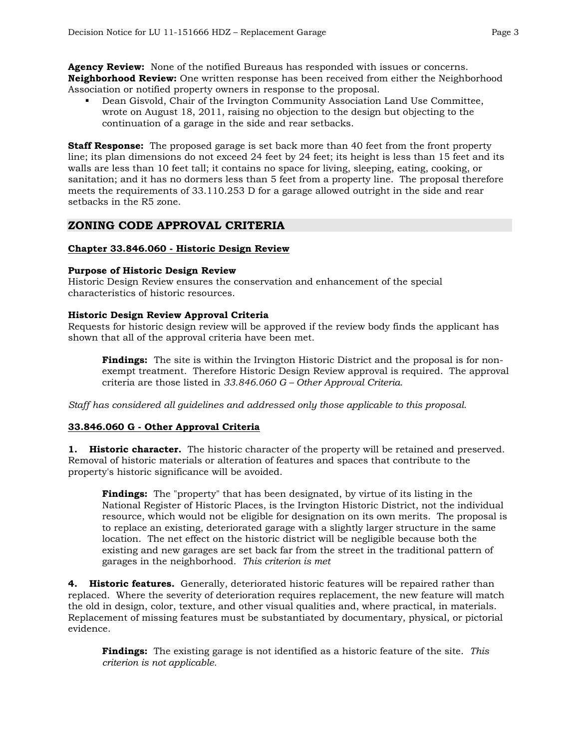**Agency Review:** None of the notified Bureaus has responded with issues or concerns.
**Neighborhood Review:** One written response has been received from either the Neighborhood Association or notified property owners in response to the proposal.

- Dean Gisvold, Chair of the Irvington Community Association Land Use Committee, wrote on August 18, 2011, raising no objection to the design but objecting to the continuation of a garage in the side and rear setbacks.

**Staff Response:** The proposed garage is set back more than 40 feet from the front property line; its plan dimensions do not exceed 24 feet by 24 feet; its height is less than 15 feet and its walls are less than 10 feet tall; it contains no space for living, sleeping, eating, cooking, or sanitation; and it has no dormers less than 5 feet from a property line. The proposal therefore meets the requirements of 33.110.253 D for a garage allowed outright in the side and rear setbacks in the R5 zone.

## ZONING CODE APPROVAL CRITERIA

### Chapter 33.846.060 - Historic Design Review

**Purpose of Historic Design Review**
Historic Design Review ensures the conservation and enhancement of the special characteristics of historic resources.

**Historic Design Review Approval Criteria**
Requests for historic design review will be approved if the review body finds the applicant has shown that all of the approval criteria have been met.

> **Findings:** The site is within the Irvington Historic District and the proposal is for non-exempt treatment. Therefore Historic Design Review approval is required. The approval criteria are those listed in *33.846.060 G – Other Approval Criteria*.

*Staff has considered all guidelines and addressed only those applicable to this proposal.*

### 33.846.060 G - Other Approval Criteria

**1. Historic character.** The historic character of the property will be retained and preserved. Removal of historic materials or alteration of features and spaces that contribute to the property's historic significance will be avoided.

> **Findings:** The "property" that has been designated, by virtue of its listing in the National Register of Historic Places, is the Irvington Historic District, not the individual resource, which would not be eligible for designation on its own merits. The proposal is to replace an existing, deteriorated garage with a slightly larger structure in the same location. The net effect on the historic district will be negligible because both the existing and new garages are set back far from the street in the traditional pattern of garages in the neighborhood. *This criterion is met*

**4. Historic features.** Generally, deteriorated historic features will be repaired rather than replaced. Where the severity of deterioration requires replacement, the new feature will match the old in design, color, texture, and other visual qualities and, where practical, in materials. Replacement of missing features must be substantiated by documentary, physical, or pictorial evidence.

> **Findings:** The existing garage is not identified as a historic feature of the site. *This criterion is not applicable.*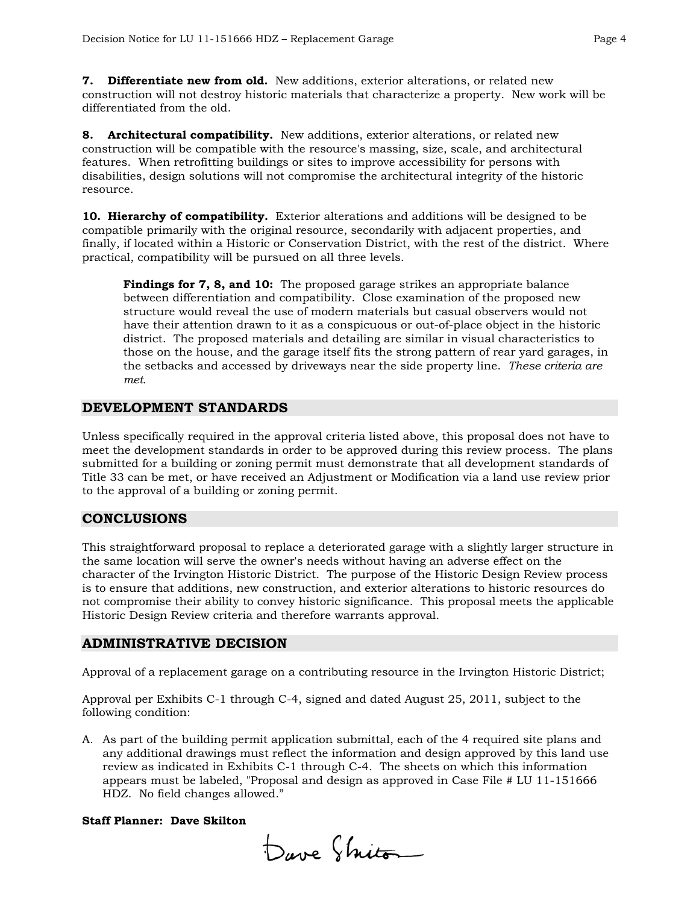**7. Differentiate new from old.** New additions, exterior alterations, or related new construction will not destroy historic materials that characterize a property. New work will be differentiated from the old.

**8. Architectural compatibility.** New additions, exterior alterations, or related new construction will be compatible with the resource's massing, size, scale, and architectural features. When retrofitting buildings or sites to improve accessibility for persons with disabilities, design solutions will not compromise the architectural integrity of the historic resource.

**10. Hierarchy of compatibility.** Exterior alterations and additions will be designed to be compatible primarily with the original resource, secondarily with adjacent properties, and finally, if located within a Historic or Conservation District, with the rest of the district. Where practical, compatibility will be pursued on all three levels.

> **Findings for 7, 8, and 10:** The proposed garage strikes an appropriate balance between differentiation and compatibility. Close examination of the proposed new structure would reveal the use of modern materials but casual observers would not have their attention drawn to it as a conspicuous or out-of-place object in the historic district. The proposed materials and detailing are similar in visual characteristics to those on the house, and the garage itself fits the strong pattern of rear yard garages, in the setbacks and accessed by driveways near the side property line. *These criteria are met.*

## DEVELOPMENT STANDARDS

Unless specifically required in the approval criteria listed above, this proposal does not have to meet the development standards in order to be approved during this review process. The plans submitted for a building or zoning permit must demonstrate that all development standards of Title 33 can be met, or have received an Adjustment or Modification via a land use review prior to the approval of a building or zoning permit.

## CONCLUSIONS

This straightforward proposal to replace a deteriorated garage with a slightly larger structure in the same location will serve the owner's needs without having an adverse effect on the character of the Irvington Historic District. The purpose of the Historic Design Review process is to ensure that additions, new construction, and exterior alterations to historic resources do not compromise their ability to convey historic significance. This proposal meets the applicable Historic Design Review criteria and therefore warrants approval.

## ADMINISTRATIVE DECISION

Approval of a replacement garage on a contributing resource in the Irvington Historic District;

Approval per Exhibits C-1 through C-4, signed and dated August 25, 2011, subject to the following condition:

A. As part of the building permit application submittal, each of the 4 required site plans and any additional drawings must reflect the information and design approved by this land use review as indicated in Exhibits C-1 through C-4. The sheets on which this information appears must be labeled, "Proposal and design as approved in Case File # LU 11-151666 HDZ. No field changes allowed."

**Staff Planner: Dave Skilton**

Dave Skilton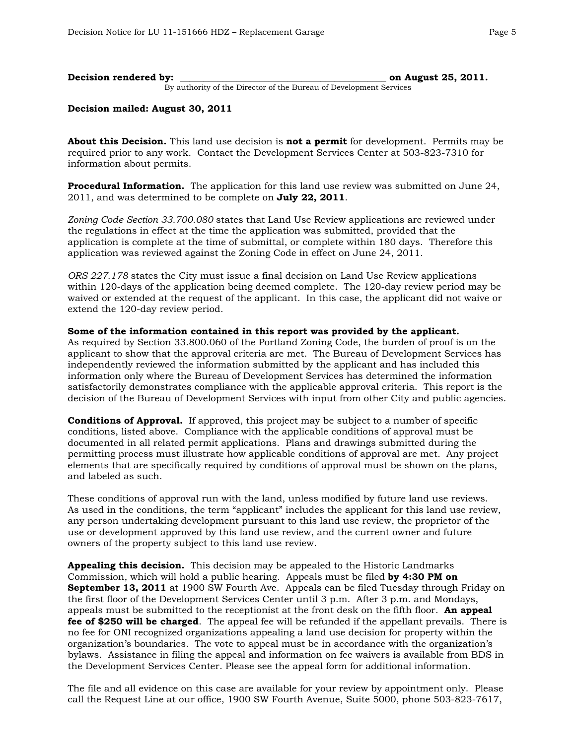**Decision rendered by:** _____________________________________________ **on August 25, 2011.**
By authority of the Director of the Bureau of Development Services

**Decision mailed: August 30, 2011**

**About this Decision.** This land use decision is **not a permit** for development. Permits may be required prior to any work. Contact the Development Services Center at 503-823-7310 for information about permits.

**Procedural Information.** The application for this land use review was submitted on June 24, 2011, and was determined to be complete on **July 22, 2011**.

*Zoning Code Section 33.700.080* states that Land Use Review applications are reviewed under the regulations in effect at the time the application was submitted, provided that the application is complete at the time of submittal, or complete within 180 days. Therefore this application was reviewed against the Zoning Code in effect on June 24, 2011.

*ORS 227.178* states the City must issue a final decision on Land Use Review applications within 120-days of the application being deemed complete. The 120-day review period may be waived or extended at the request of the applicant. In this case, the applicant did not waive or extend the 120-day review period.

**Some of the information contained in this report was provided by the applicant.**
As required by Section 33.800.060 of the Portland Zoning Code, the burden of proof is on the applicant to show that the approval criteria are met. The Bureau of Development Services has independently reviewed the information submitted by the applicant and has included this information only where the Bureau of Development Services has determined the information satisfactorily demonstrates compliance with the applicable approval criteria. This report is the decision of the Bureau of Development Services with input from other City and public agencies.

**Conditions of Approval.** If approved, this project may be subject to a number of specific conditions, listed above. Compliance with the applicable conditions of approval must be documented in all related permit applications. Plans and drawings submitted during the permitting process must illustrate how applicable conditions of approval are met. Any project elements that are specifically required by conditions of approval must be shown on the plans, and labeled as such.

These conditions of approval run with the land, unless modified by future land use reviews. As used in the conditions, the term "applicant" includes the applicant for this land use review, any person undertaking development pursuant to this land use review, the proprietor of the use or development approved by this land use review, and the current owner and future owners of the property subject to this land use review.

**Appealing this decision.** This decision may be appealed to the Historic Landmarks Commission, which will hold a public hearing. Appeals must be filed **by 4:30 PM on September 13, 2011** at 1900 SW Fourth Ave. Appeals can be filed Tuesday through Friday on the first floor of the Development Services Center until 3 p.m. After 3 p.m. and Mondays, appeals must be submitted to the receptionist at the front desk on the fifth floor. **An appeal fee of $250 will be charged**. The appeal fee will be refunded if the appellant prevails. There is no fee for ONI recognized organizations appealing a land use decision for property within the organization's boundaries. The vote to appeal must be in accordance with the organization's bylaws. Assistance in filing the appeal and information on fee waivers is available from BDS in the Development Services Center. Please see the appeal form for additional information.

The file and all evidence on this case are available for your review by appointment only. Please call the Request Line at our office, 1900 SW Fourth Avenue, Suite 5000, phone 503-823-7617,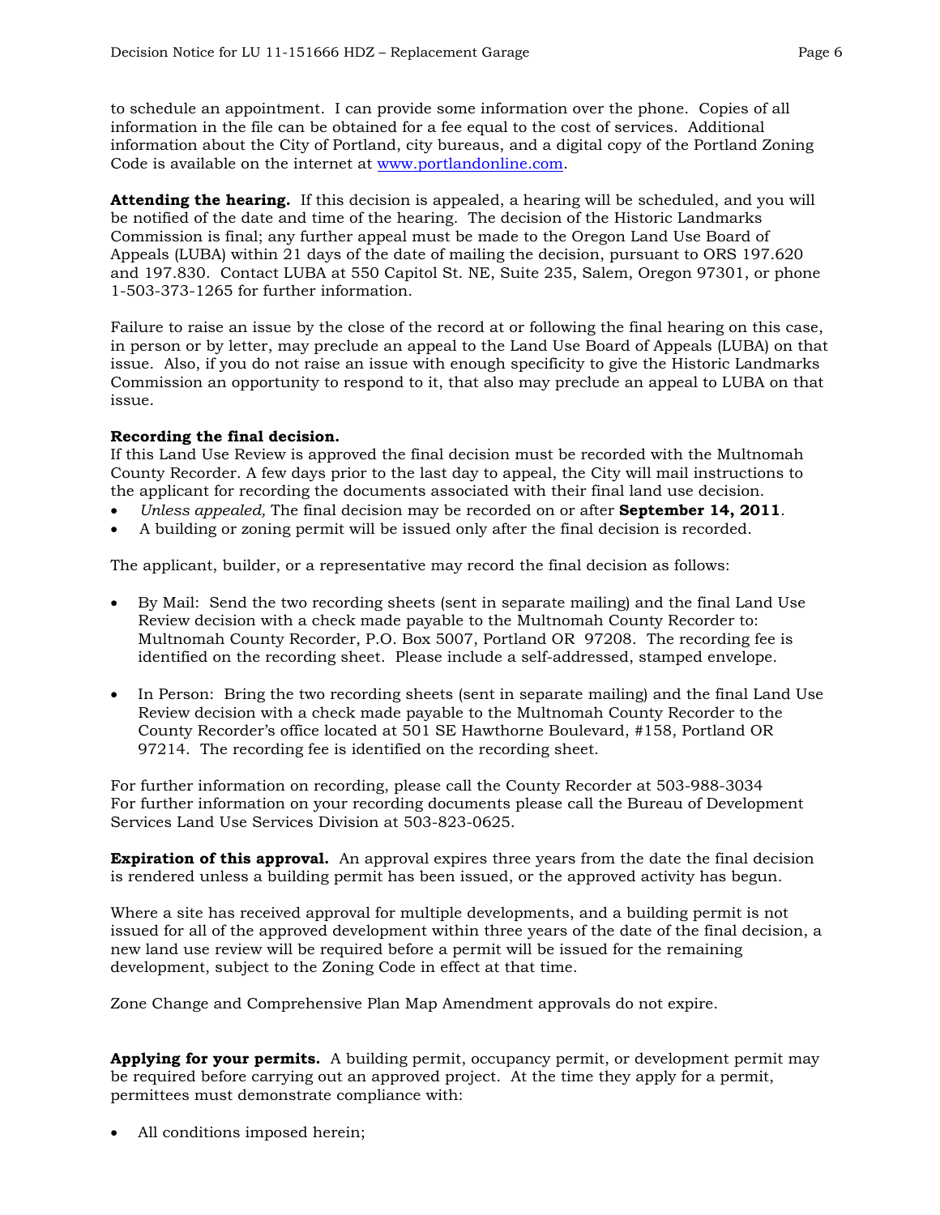to schedule an appointment. I can provide some information over the phone. Copies of all information in the file can be obtained for a fee equal to the cost of services. Additional information about the City of Portland, city bureaus, and a digital copy of the Portland Zoning Code is available on the internet at [www.portlandonline.com](www.portlandonline.com).

**Attending the hearing.** If this decision is appealed, a hearing will be scheduled, and you will be notified of the date and time of the hearing. The decision of the Historic Landmarks Commission is final; any further appeal must be made to the Oregon Land Use Board of Appeals (LUBA) within 21 days of the date of mailing the decision, pursuant to ORS 197.620 and 197.830. Contact LUBA at 550 Capitol St. NE, Suite 235, Salem, Oregon 97301, or phone 1-503-373-1265 for further information.

Failure to raise an issue by the close of the record at or following the final hearing on this case, in person or by letter, may preclude an appeal to the Land Use Board of Appeals (LUBA) on that issue. Also, if you do not raise an issue with enough specificity to give the Historic Landmarks Commission an opportunity to respond to it, that also may preclude an appeal to LUBA on that issue.

**Recording the final decision.**
If this Land Use Review is approved the final decision must be recorded with the Multnomah County Recorder. A few days prior to the last day to appeal, the City will mail instructions to the applicant for recording the documents associated with their final land use decision.

- *Unless appealed,* The final decision may be recorded on or after **September 14, 2011**.
- A building or zoning permit will be issued only after the final decision is recorded.

The applicant, builder, or a representative may record the final decision as follows:

- By Mail: Send the two recording sheets (sent in separate mailing) and the final Land Use Review decision with a check made payable to the Multnomah County Recorder to: Multnomah County Recorder, P.O. Box 5007, Portland OR 97208. The recording fee is identified on the recording sheet. Please include a self-addressed, stamped envelope.

- In Person: Bring the two recording sheets (sent in separate mailing) and the final Land Use Review decision with a check made payable to the Multnomah County Recorder to the County Recorder's office located at 501 SE Hawthorne Boulevard, #158, Portland OR 97214. The recording fee is identified on the recording sheet.

For further information on recording, please call the County Recorder at 503-988-3034
For further information on your recording documents please call the Bureau of Development Services Land Use Services Division at 503-823-0625.

**Expiration of this approval.** An approval expires three years from the date the final decision is rendered unless a building permit has been issued, or the approved activity has begun.

Where a site has received approval for multiple developments, and a building permit is not issued for all of the approved development within three years of the date of the final decision, a new land use review will be required before a permit will be issued for the remaining development, subject to the Zoning Code in effect at that time.

Zone Change and Comprehensive Plan Map Amendment approvals do not expire.

**Applying for your permits.** A building permit, occupancy permit, or development permit may be required before carrying out an approved project. At the time they apply for a permit, permittees must demonstrate compliance with:

- All conditions imposed herein;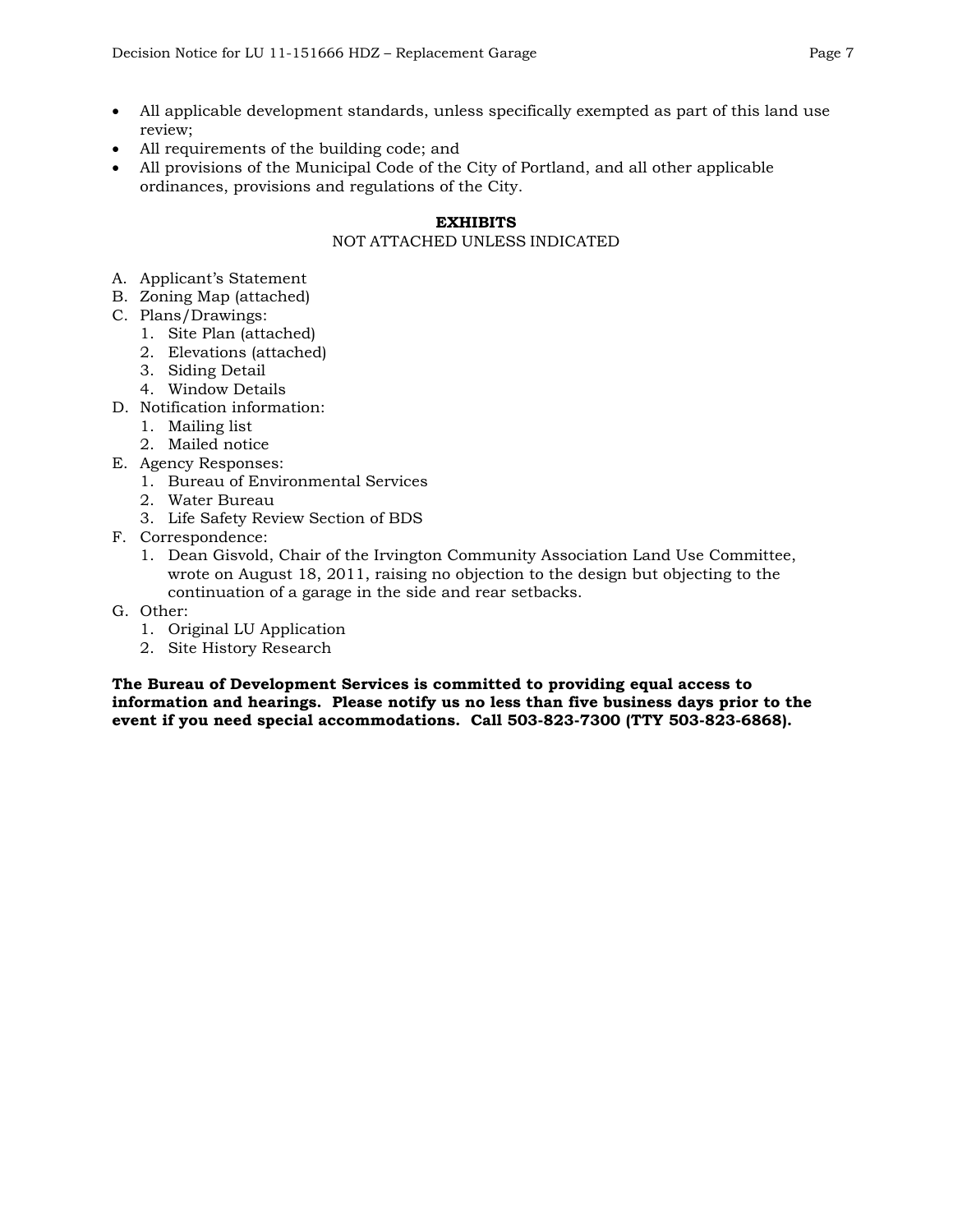- All applicable development standards, unless specifically exempted as part of this land use review;
- All requirements of the building code; and
- All provisions of the Municipal Code of the City of Portland, and all other applicable ordinances, provisions and regulations of the City.

## EXHIBITS

NOT ATTACHED UNLESS INDICATED

A. Applicant's Statement
B. Zoning Map (attached)
C. Plans/Drawings:
   1. Site Plan (attached)
   2. Elevations (attached)
   3. Siding Detail
   4. Window Details
D. Notification information:
   1. Mailing list
   2. Mailed notice
E. Agency Responses:
   1. Bureau of Environmental Services
   2. Water Bureau
   3. Life Safety Review Section of BDS
F. Correspondence:
   1. Dean Gisvold, Chair of the Irvington Community Association Land Use Committee, wrote on August 18, 2011, raising no objection to the design but objecting to the continuation of a garage in the side and rear setbacks.
G. Other:
   1. Original LU Application
   2. Site History Research

**The Bureau of Development Services is committed to providing equal access to information and hearings. Please notify us no less than five business days prior to the event if you need special accommodations. Call 503-823-7300 (TTY 503-823-6868).**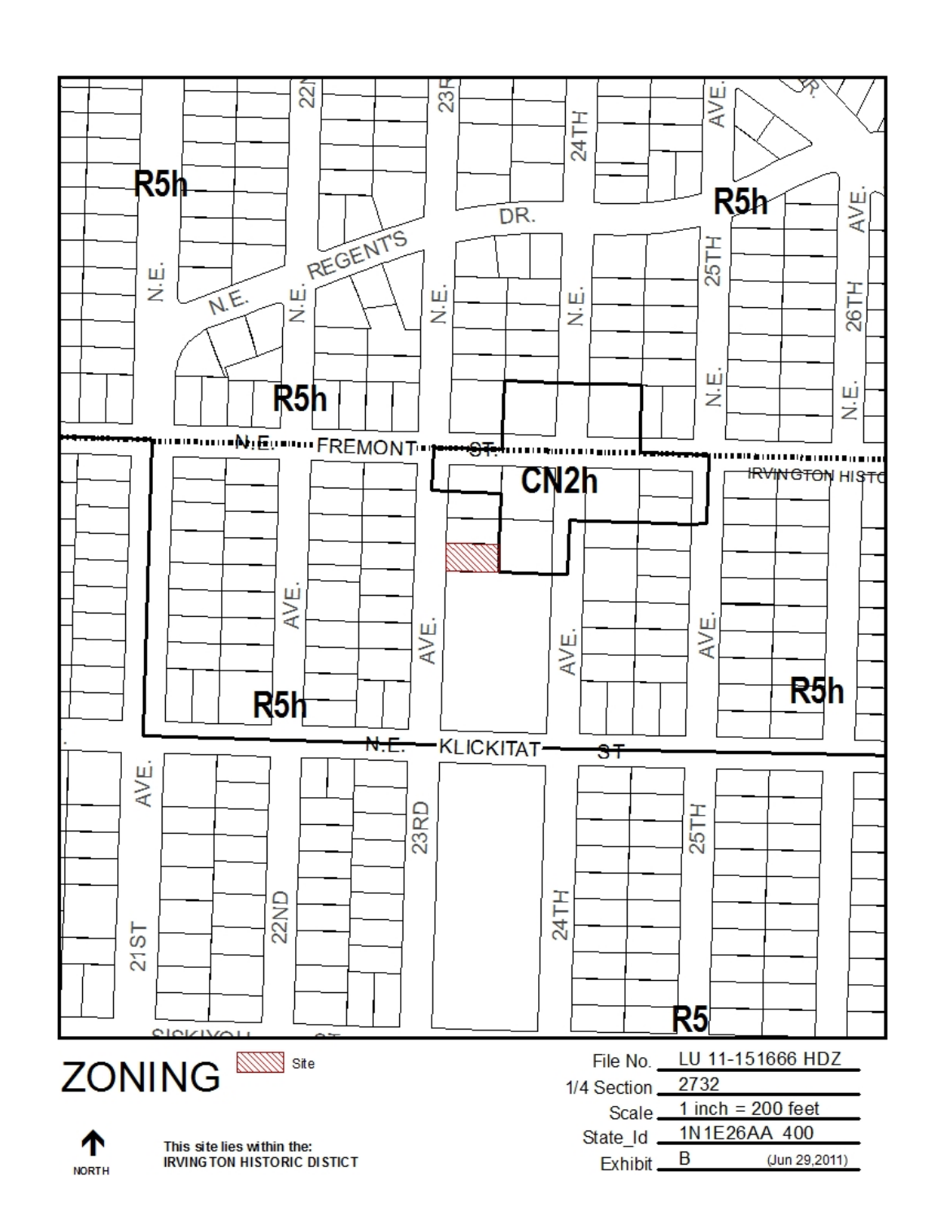# ZONING

Site

This site lies within the:
IRVINGTON HISTORIC DISTICT

NORTH

| | |
|---|---|
| File No. | LU 11-151666 HDZ |
| 1/4 Section | 2732 |
| Scale | 1 inch = 200 feet |
| State_Id | 1N1E26AA 400 |
| Exhibit | B (Jun 29,2011) |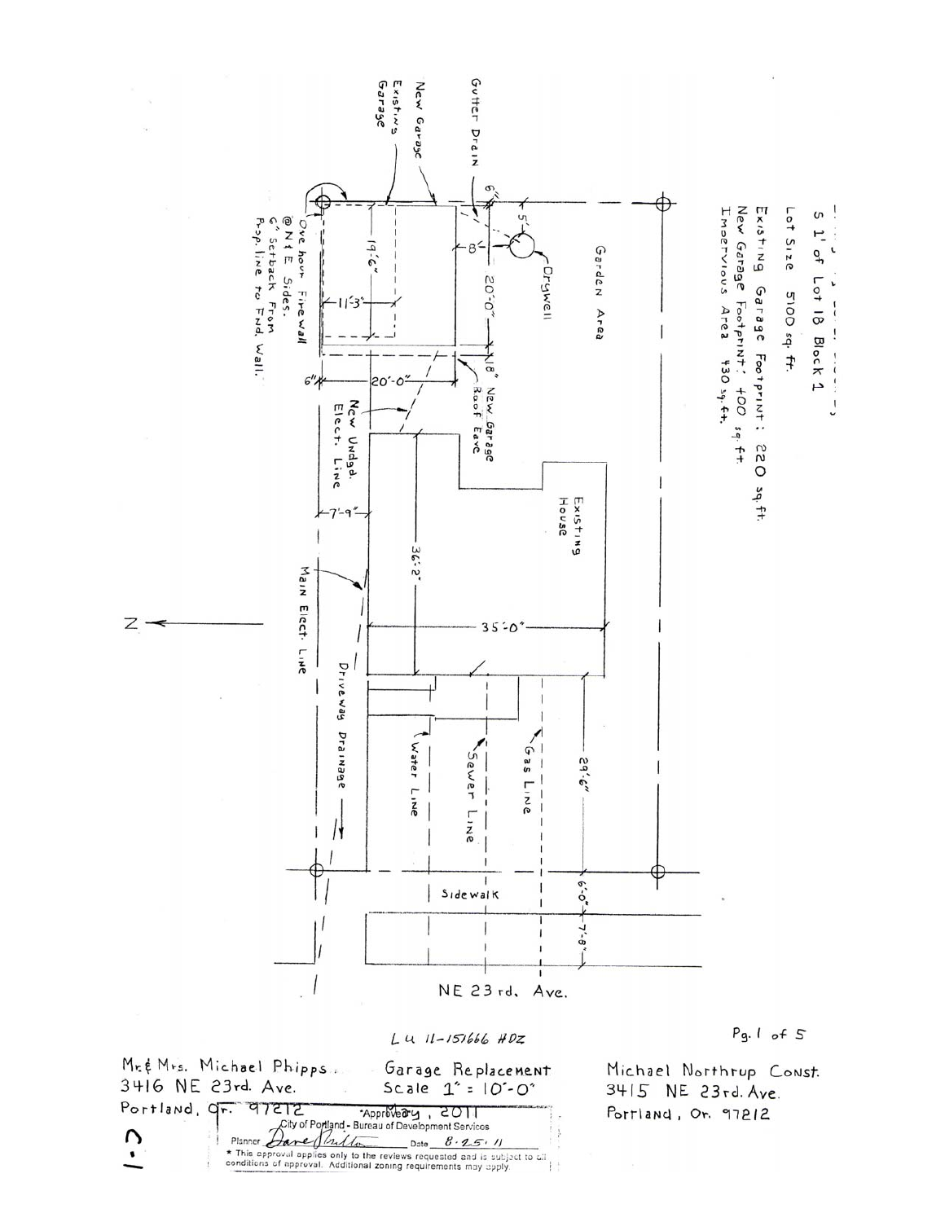S 1' of Lot 18 Block 1

Lot Size 5100 sq. ft.

Existing Garage Footprint: 220 sq. ft.
New Garage Footprint: 400 sq. ft.
Impervious Area 430 sq. ft.

Gutter Drain

New Garage

Existing Garage

6"

5'

8'

Drywell

Garden Area

19'-6"

11'-3"

20'-0"

One hour Firewall @ N & E Sides.
6" Setback From Prop. line to Fnd. Wall.

6"

20'-0"

18" New Garage Roof Eave

New Undgd. Elect. Line

7'-9"

Existing House

36'-2"

35'-0"

Main Elect. Line

Driveway Drainage

Water Line

Sewer Line

Gas Line

29'-6"

6'-0"

7'-8"

Sidewalk

N

NE 23rd. Ave.

LU 11-151666 HDZ

Mr. & Mrs. Michael Phipps
3416 NE 23rd. Ave.
Portland, Or. 97212

Garage Replacement
Scale 1" = 10'-0"
May, 2011

Michael Northrup Const.
3415 NE 23rd. Ave.
Portland, Or. 97212

Approved
City of Portland - Bureau of Development Services
Planner Dave Skilton Date 8-25-11
* This approval applies only to the reviews requested and is subject to all conditions of approval. Additional zoning requirements may apply.

C.1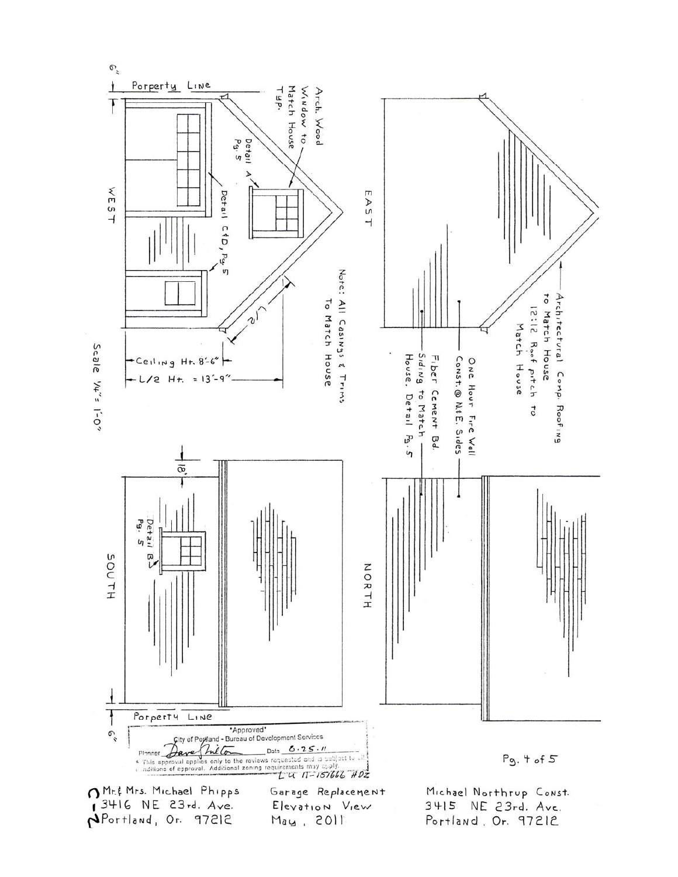EAST

Architectural Comp. Roofing to Match House

12:12 Roof pitch to Match House

One Hour Fire Wall Const. @ N.&E. Sides

Fiber Cement Bd. Siding to Match House. Detail Pg. 5

NORTH

Note: All Casings & Trims To Match House

6"

Porperty Line

Arch. Wood Window to Match House Typ.

Detail A Pg. 5

Detail C&D, Pg. 5

L/2

Ceiling Ht. 8'-6"

L/2 Ht. = 13'-9"

WEST

Scale 1/4" = 1'-0"

18"

Detail B Pg. 5

SOUTH

Porperty Line

6"

"Approved"
City of Portland - Bureau of Development Services
Planner Dave Skilton Date 8.25.11
This approval applies only to the reviews requested and is subject to all conditions of approval. Additional zoning requirements may apply.
LU 11-151666 HDZ

Mr. & Mrs. Michael Phipps
3416 NE 23rd. Ave.
Portland, Or. 97212

Garage Replacement
Elevation View
May, 2011

Michael Northrup Const.
3415 NE 23rd. Ave.
Portland. Or. 97212